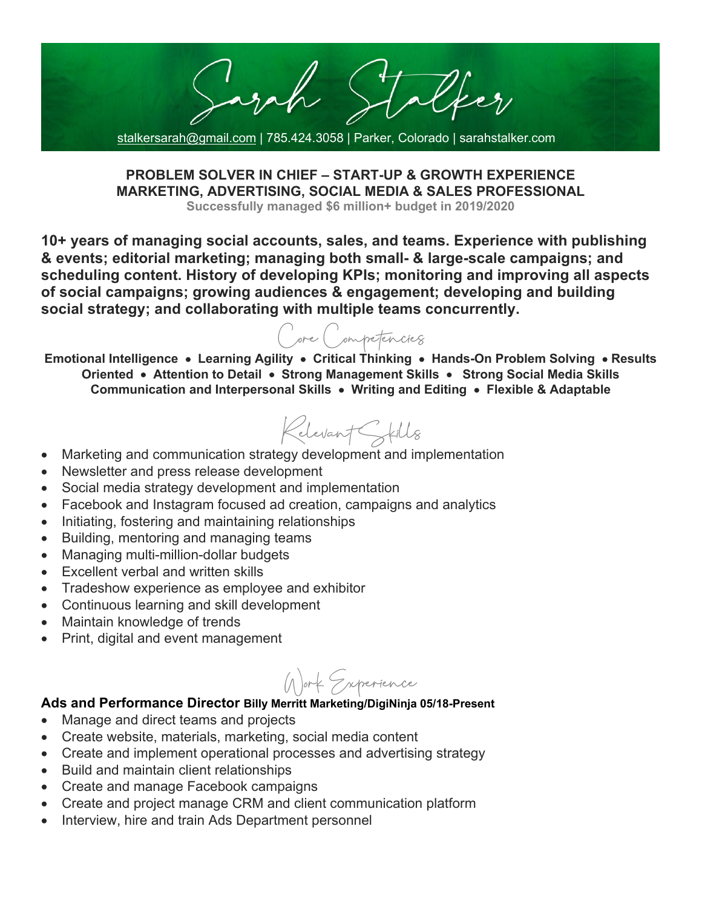# Sarah Stalker

stalkersarah@gmail.com | 785.424.3058 | Parker, Colorado | sarahstalker.com

**PROBLEM SOLVER IN CHIEF – START-UP & GROWTH EXPERIENCE**
**MARKETING, ADVERTISING, SOCIAL MEDIA & SALES PROFESSIONAL**
**Successfully managed $6 million+ budget in 2019/2020**

**10+ years of managing social accounts, sales, and teams. Experience with publishing & events; editorial marketing; managing both small- & large-scale campaigns; and scheduling content. History of developing KPIs; monitoring and improving all aspects of social campaigns; growing audiences & engagement; developing and building social strategy; and collaborating with multiple teams concurrently.**

## Core Competencies

**Emotional Intelligence • Learning Agility • Critical Thinking • Hands-On Problem Solving • Results Oriented • Attention to Detail • Strong Management Skills • Strong Social Media Skills Communication and Interpersonal Skills • Writing and Editing • Flexible & Adaptable**

## Relevant Skills

- Marketing and communication strategy development and implementation
- Newsletter and press release development
- Social media strategy development and implementation
- Facebook and Instagram focused ad creation, campaigns and analytics
- Initiating, fostering and maintaining relationships
- Building, mentoring and managing teams
- Managing multi-million-dollar budgets
- Excellent verbal and written skills
- Tradeshow experience as employee and exhibitor
- Continuous learning and skill development
- Maintain knowledge of trends
- Print, digital and event management

## Work Experience

**Ads and Performance Director** **Billy Merritt Marketing/DigiNinja 05/18-Present**

- Manage and direct teams and projects
- Create website, materials, marketing, social media content
- Create and implement operational processes and advertising strategy
- Build and maintain client relationships
- Create and manage Facebook campaigns
- Create and project manage CRM and client communication platform
- Interview, hire and train Ads Department personnel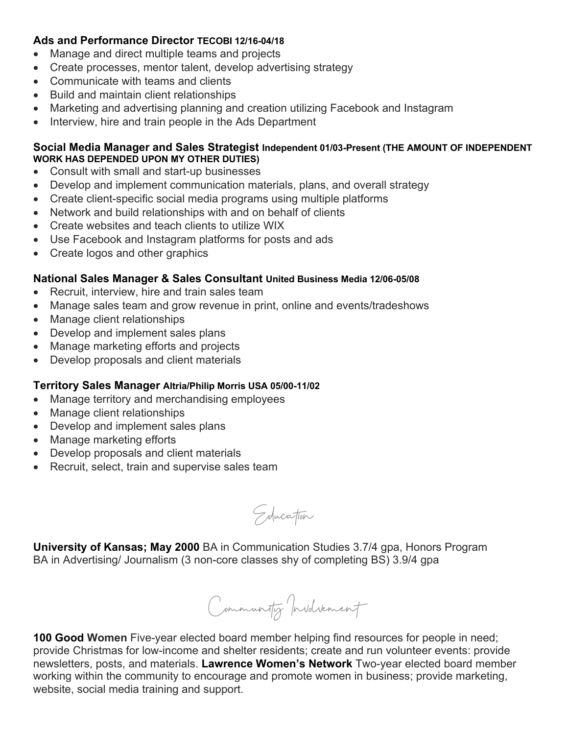**Ads and Performance Director** **TECOBI 12/16-04/18**

- Manage and direct multiple teams and projects
- Create processes, mentor talent, develop advertising strategy
- Communicate with teams and clients
- Build and maintain client relationships
- Marketing and advertising planning and creation utilizing Facebook and Instagram
- Interview, hire and train people in the Ads Department

**Social Media Manager and Sales Strategist** **Independent 01/03-Present (THE AMOUNT OF INDEPENDENT WORK HAS DEPENDED UPON MY OTHER DUTIES)**

- Consult with small and start-up businesses
- Develop and implement communication materials, plans, and overall strategy
- Create client-specific social media programs using multiple platforms
- Network and build relationships with and on behalf of clients
- Create websites and teach clients to utilize WIX
- Use Facebook and Instagram platforms for posts and ads
- Create logos and other graphics

**National Sales Manager & Sales Consultant** **United Business Media 12/06-05/08**

- Recruit, interview, hire and train sales team
- Manage sales team and grow revenue in print, online and events/tradeshows
- Manage client relationships
- Develop and implement sales plans
- Manage marketing efforts and projects
- Develop proposals and client materials

**Territory Sales Manager** **Altria/Philip Morris USA 05/00-11/02**

- Manage territory and merchandising employees
- Manage client relationships
- Develop and implement sales plans
- Manage marketing efforts
- Develop proposals and client materials
- Recruit, select, train and supervise sales team

## Education

**University of Kansas; May 2000** BA in Communication Studies 3.7/4 gpa, Honors Program
BA in Advertising/ Journalism (3 non-core classes shy of completing BS) 3.9/4 gpa

## Community Involvement

**100 Good Women** Five-year elected board member helping find resources for people in need; provide Christmas for low-income and shelter residents; create and run volunteer events: provide newsletters, posts, and materials. **Lawrence Women's Network** Two-year elected board member working within the community to encourage and promote women in business; provide marketing, website, social media training and support.